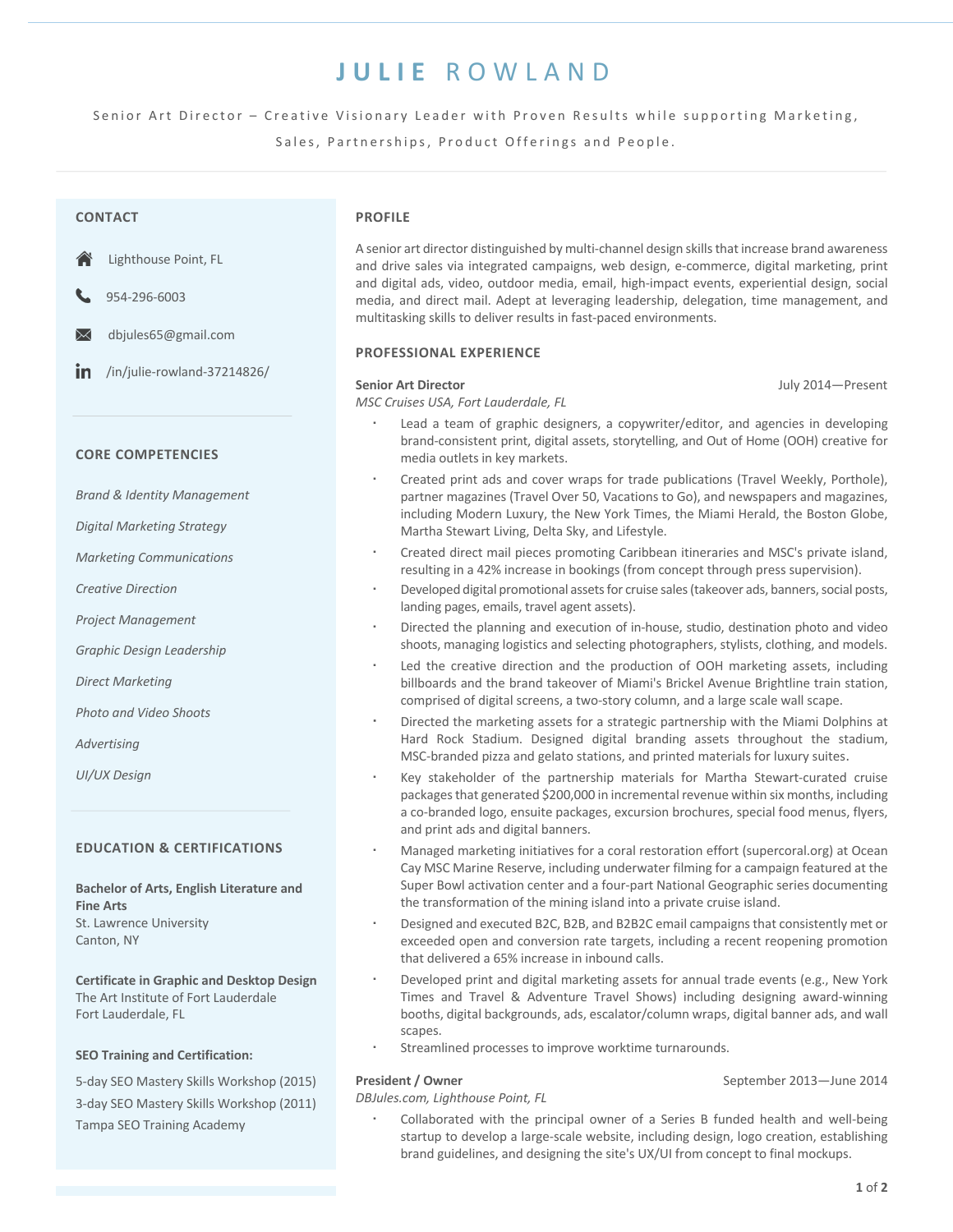# JULIE ROWLAND

Senior Art Director – Creative Visionary Leader with Proven Results while supporting Marketing, Sales, Partnerships, Product Offerings and People.

## CONTACT

Lighthouse Point, FL

954-296-6003

dbjules65@gmail.com

/in/julie-rowland-37214826/

## CORE COMPETENCIES

*Brand & Identity Management*

*Digital Marketing Strategy*

*Marketing Communications*

*Creative Direction*

*Project Management*

*Graphic Design Leadership*

*Direct Marketing*

*Photo and Video Shoots*

*Advertising*

*UI/UX Design*

## EDUCATION & CERTIFICATIONS

**Bachelor of Arts, English Literature and Fine Arts**
St. Lawrence University
Canton, NY

**Certificate in Graphic and Desktop Design**
The Art Institute of Fort Lauderdale
Fort Lauderdale, FL

**SEO Training and Certification:**

5-day SEO Mastery Skills Workshop (2015)
3-day SEO Mastery Skills Workshop (2011)
Tampa SEO Training Academy

## PROFILE

A senior art director distinguished by multi-channel design skills that increase brand awareness and drive sales via integrated campaigns, web design, e-commerce, digital marketing, print and digital ads, video, outdoor media, email, high-impact events, experiential design, social media, and direct mail. Adept at leveraging leadership, delegation, time management, and multitasking skills to deliver results in fast-paced environments.

## PROFESSIONAL EXPERIENCE

**Senior Art Director** — July 2014—Present
*MSC Cruises USA, Fort Lauderdale, FL*

- Lead a team of graphic designers, a copywriter/editor, and agencies in developing brand-consistent print, digital assets, storytelling, and Out of Home (OOH) creative for media outlets in key markets.
- Created print ads and cover wraps for trade publications (Travel Weekly, Porthole), partner magazines (Travel Over 50, Vacations to Go), and newspapers and magazines, including Modern Luxury, the New York Times, the Miami Herald, the Boston Globe, Martha Stewart Living, Delta Sky, and Lifestyle.
- Created direct mail pieces promoting Caribbean itineraries and MSC's private island, resulting in a 42% increase in bookings (from concept through press supervision).
- Developed digital promotional assets for cruise sales (takeover ads, banners, social posts, landing pages, emails, travel agent assets).
- Directed the planning and execution of in-house, studio, destination photo and video shoots, managing logistics and selecting photographers, stylists, clothing, and models.
- Led the creative direction and the production of OOH marketing assets, including billboards and the brand takeover of Miami's Brickel Avenue Brightline train station, comprised of digital screens, a two-story column, and a large scale wall scape.
- Directed the marketing assets for a strategic partnership with the Miami Dolphins at Hard Rock Stadium. Designed digital branding assets throughout the stadium, MSC-branded pizza and gelato stations, and printed materials for luxury suites.
- Key stakeholder of the partnership materials for Martha Stewart-curated cruise packages that generated $200,000 in incremental revenue within six months, including a co-branded logo, ensuite packages, excursion brochures, special food menus, flyers, and print ads and digital banners.
- Managed marketing initiatives for a coral restoration effort (supercoral.org) at Ocean Cay MSC Marine Reserve, including underwater filming for a campaign featured at the Super Bowl activation center and a four-part National Geographic series documenting the transformation of the mining island into a private cruise island.
- Designed and executed B2C, B2B, and B2B2C email campaigns that consistently met or exceeded open and conversion rate targets, including a recent reopening promotion that delivered a 65% increase in inbound calls.
- Developed print and digital marketing assets for annual trade events (e.g., New York Times and Travel & Adventure Travel Shows) including designing award-winning booths, digital backgrounds, ads, escalator/column wraps, digital banner ads, and wall scapes.
- Streamlined processes to improve worktime turnarounds.

**President / Owner** — September 2013—June 2014
*DBJules.com, Lighthouse Point, FL*

- Collaborated with the principal owner of a Series B funded health and well-being startup to develop a large-scale website, including design, logo creation, establishing brand guidelines, and designing the site's UX/UI from concept to final mockups.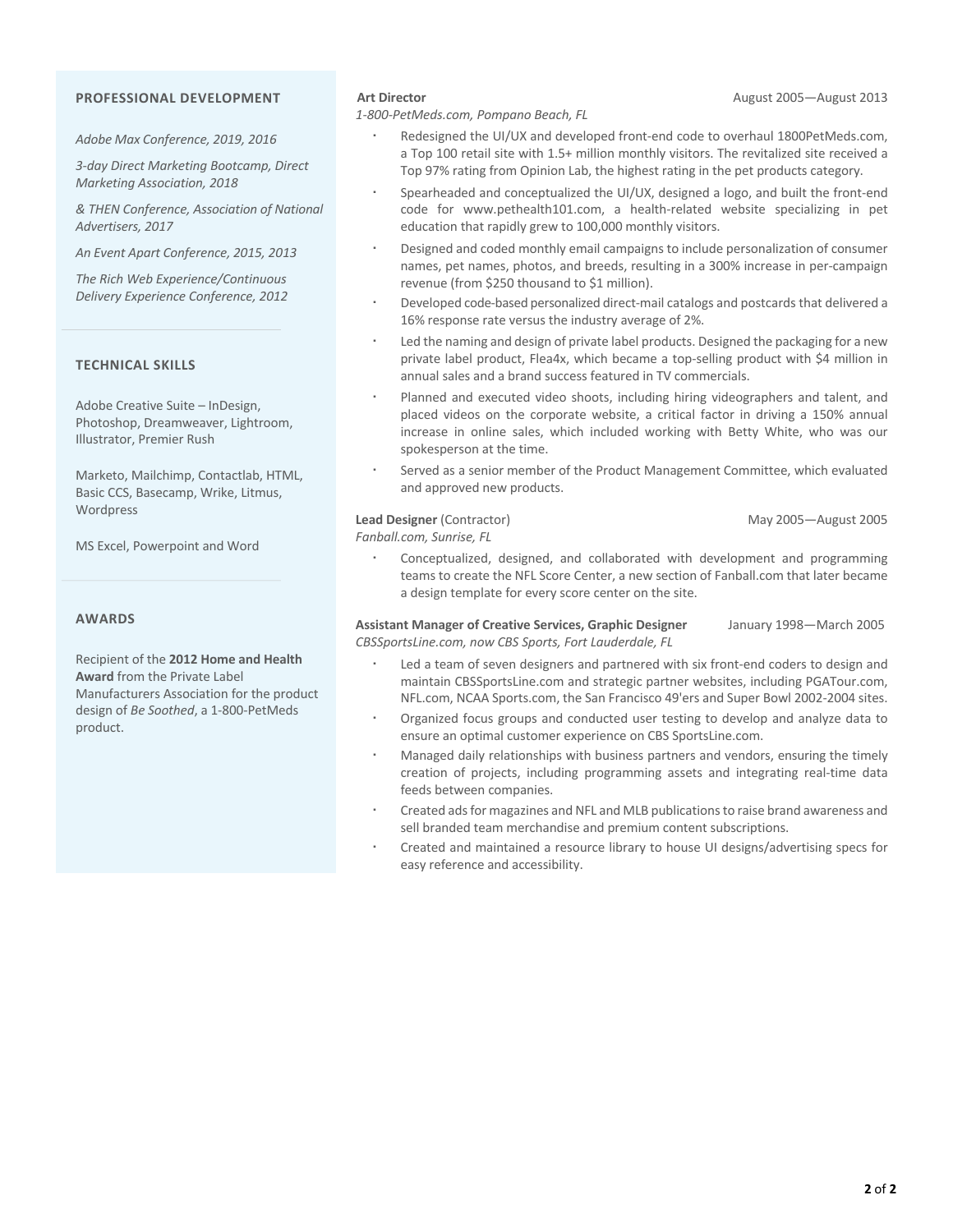## PROFESSIONAL DEVELOPMENT

*Adobe Max Conference, 2019, 2016*

*3-day Direct Marketing Bootcamp, Direct Marketing Association, 2018*

*& THEN Conference, Association of National Advertisers, 2017*

*An Event Apart Conference, 2015, 2013*

*The Rich Web Experience/Continuous Delivery Experience Conference, 2012*

## TECHNICAL SKILLS

Adobe Creative Suite – InDesign, Photoshop, Dreamweaver, Lightroom, Illustrator, Premier Rush

Marketo, Mailchimp, Contactlab, HTML, Basic CCS, Basecamp, Wrike, Litmus, Wordpress

MS Excel, Powerpoint and Word

## AWARDS

Recipient of the **2012 Home and Health Award** from the Private Label Manufacturers Association for the product design of *Be Soothed*, a 1-800-PetMeds product.

**Art Director** August 2005—August 2013
*1-800-PetMeds.com, Pompano Beach, FL*

- Redesigned the UI/UX and developed front-end code to overhaul 1800PetMeds.com, a Top 100 retail site with 1.5+ million monthly visitors. The revitalized site received a Top 97% rating from Opinion Lab, the highest rating in the pet products category.
- Spearheaded and conceptualized the UI/UX, designed a logo, and built the front-end code for www.pethealth101.com, a health-related website specializing in pet education that rapidly grew to 100,000 monthly visitors.
- Designed and coded monthly email campaigns to include personalization of consumer names, pet names, photos, and breeds, resulting in a 300% increase in per-campaign revenue (from $250 thousand to $1 million).
- Developed code-based personalized direct-mail catalogs and postcards that delivered a 16% response rate versus the industry average of 2%.
- Led the naming and design of private label products. Designed the packaging for a new private label product, Flea4x, which became a top-selling product with $4 million in annual sales and a brand success featured in TV commercials.
- Planned and executed video shoots, including hiring videographers and talent, and placed videos on the corporate website, a critical factor in driving a 150% annual increase in online sales, which included working with Betty White, who was our spokesperson at the time.
- Served as a senior member of the Product Management Committee, which evaluated and approved new products.

**Lead Designer** (Contractor) May 2005—August 2005
*Fanball.com, Sunrise, FL*

- Conceptualized, designed, and collaborated with development and programming teams to create the NFL Score Center, a new section of Fanball.com that later became a design template for every score center on the site.

**Assistant Manager of Creative Services, Graphic Designer** January 1998—March 2005
*CBSSportsLine.com, now CBS Sports, Fort Lauderdale, FL*

- Led a team of seven designers and partnered with six front-end coders to design and maintain CBSSportsLine.com and strategic partner websites, including PGATour.com, NFL.com, NCAA Sports.com, the San Francisco 49'ers and Super Bowl 2002-2004 sites.
- Organized focus groups and conducted user testing to develop and analyze data to ensure an optimal customer experience on CBS SportsLine.com.
- Managed daily relationships with business partners and vendors, ensuring the timely creation of projects, including programming assets and integrating real-time data feeds between companies.
- Created ads for magazines and NFL and MLB publications to raise brand awareness and sell branded team merchandise and premium content subscriptions.
- Created and maintained a resource library to house UI designs/advertising specs for easy reference and accessibility.